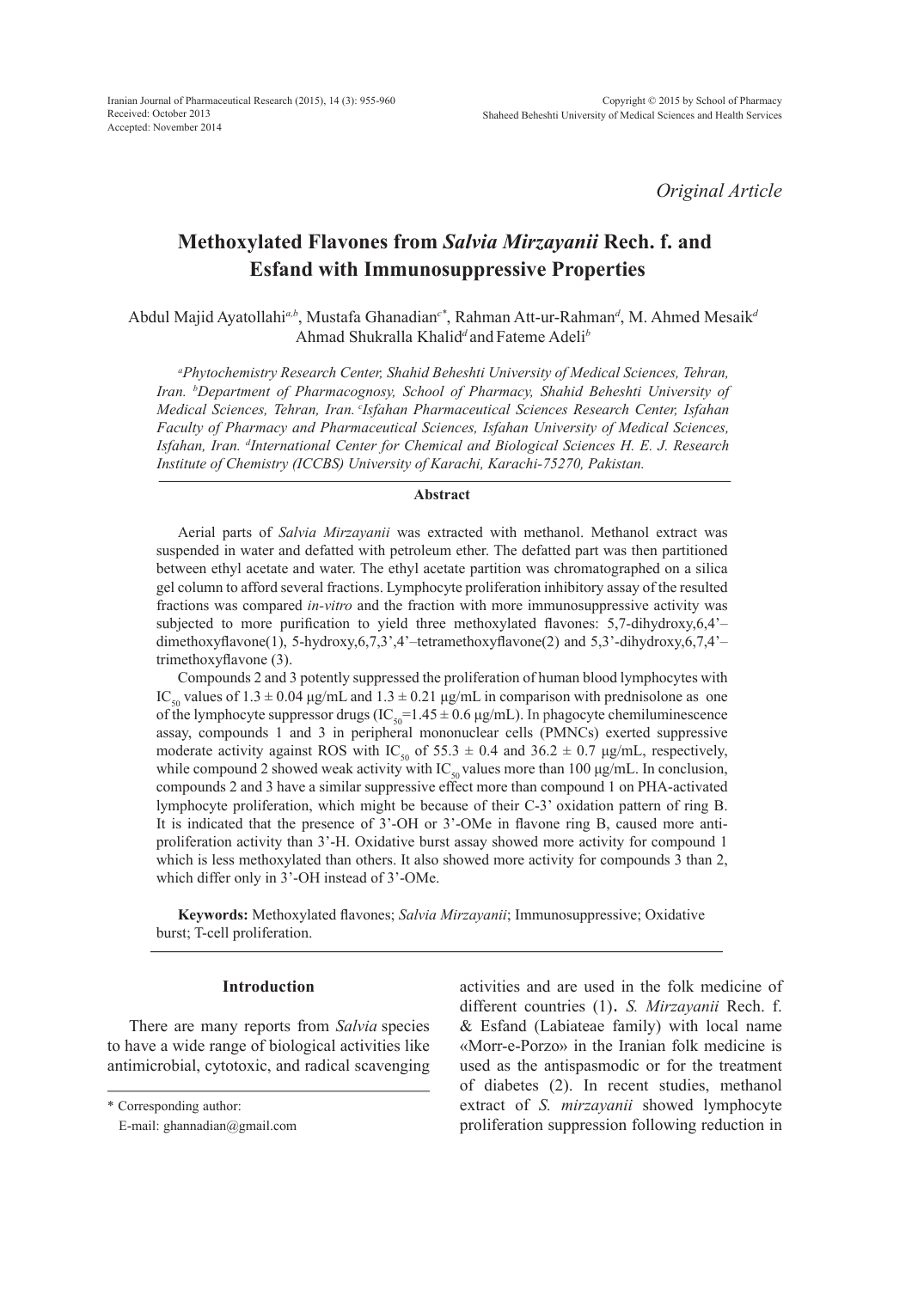*Original Article*

# Methoxylated Flavones from *Salvia Mirzayanii* Rech. f. and Esfand with Immunosuppressive Properties

Abdul Majid Ayatollahi[a,b], Mustafa Ghanadian[c*], Rahman Att-ur-Rahman[d], M. Ahmed Mesaik[d] Ahmad Shukralla Khalid[d] and Fateme Adeli[b]

*[a]Phytochemistry Research Center, Shahid Beheshti University of Medical Sciences, Tehran, Iran. [b]Department of Pharmacognosy, School of Pharmacy, Shahid Beheshti University of Medical Sciences, Tehran, Iran. [c]Isfahan Pharmaceutical Sciences Research Center, Isfahan Faculty of Pharmacy and Pharmaceutical Sciences, Isfahan University of Medical Sciences, Isfahan, Iran. [d]International Center for Chemical and Biological Sciences H. E. J. Research Institute of Chemistry (ICCBS) University of Karachi, Karachi-75270, Pakistan.*

## Abstract

Aerial parts of *Salvia Mirzayanii* was extracted with methanol. Methanol extract was suspended in water and defatted with petroleum ether. The defatted part was then partitioned between ethyl acetate and water. The ethyl acetate partition was chromatographed on a silica gel column to afford several fractions. Lymphocyte proliferation inhibitory assay of the resulted fractions was compared *in-vitro* and the fraction with more immunosuppressive activity was subjected to more purification to yield three methoxylated flavones: 5,7-dihydroxy,6,4'–dimethoxyflavone(1), 5-hydroxy,6,7,3',4'–tetramethoxyflavone(2) and 5,3'-dihydroxy,6,7,4'–trimethoxyflavone (3).

Compounds 2 and 3 potently suppressed the proliferation of human blood lymphocytes with $IC_{50}$ values of 1.3 ± 0.04 µg/mL and 1.3 ± 0.21 µg/mL in comparison with prednisolone as one of the lymphocyte suppressor drugs ($IC_{50}$=1.45 ± 0.6 µg/mL). In phagocyte chemiluminescence assay, compounds 1 and 3 in peripheral mononuclear cells (PMNCs) exerted suppressive moderate activity against ROS with $IC_{50}$ of 55.3 ± 0.4 and 36.2 ± 0.7 µg/mL, respectively, while compound 2 showed weak activity with $IC_{50}$ values more than 100 µg/mL. In conclusion, compounds 2 and 3 have a similar suppressive effect more than compound 1 on PHA-activated lymphocyte proliferation, which might be because of their C-3' oxidation pattern of ring B. It is indicated that the presence of 3'-OH or 3'-OMe in flavone ring B, caused more anti-proliferation activity than 3'-H. Oxidative burst assay showed more activity for compound 1 which is less methoxylated than others. It also showed more activity for compounds 3 than 2, which differ only in 3'-OH instead of 3'-OMe.

**Keywords:** Methoxylated flavones; *Salvia Mirzayanii*; Immunosuppressive; Oxidative burst; T-cell proliferation.

## Introduction

There are many reports from *Salvia* species to have a wide range of biological activities like antimicrobial, cytotoxic, and radical scavenging activities and are used in the folk medicine of different countries (1). *S. Mirzayanii* Rech. f. & Esfand (Labiateae family) with local name «Morr-e-Porzo» in the Iranian folk medicine is used as the antispasmodic or for the treatment of diabetes (2). In recent studies, methanol extract of *S. mirzayanii* showed lymphocyte proliferation suppression following reduction in

\* Corresponding author:
E-mail: ghannadian@gmail.com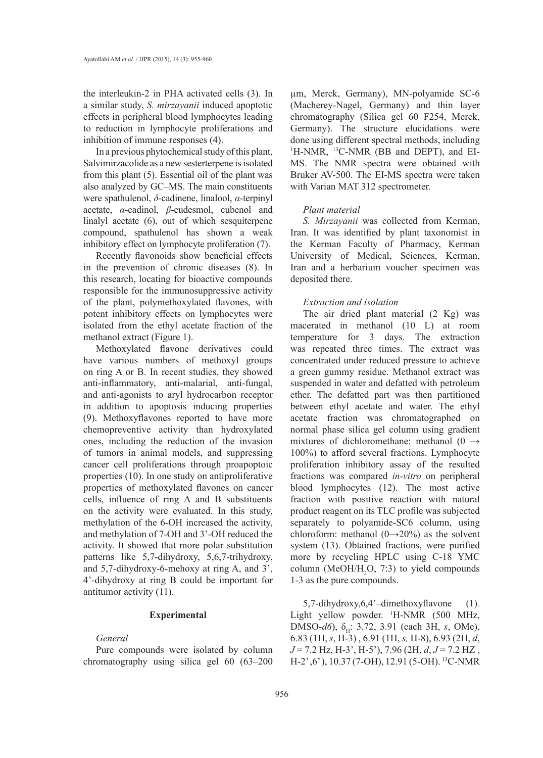the interleukin-2 in PHA activated cells (3). In a similar study, *S. mirzayanii* induced apoptotic effects in peripheral blood lymphocytes leading to reduction in lymphocyte proliferations and inhibition of immune responses (4).

In a previous phytochemical study of this plant, Salvimirzacolide as a new sesterterpene is isolated from this plant (5). Essential oil of the plant was also analyzed by GC–MS. The main constituents were spathulenol, *δ*-cadinene, linalool, *α*-terpinyl acetate, *α*-cadinol, *β*-eudesmol, cubenol and linalyl acetate (6), out of which sesquiterpene compound, spathulenol has shown a weak inhibitory effect on lymphocyte proliferation (7).

Recently flavonoids show beneficial effects in the prevention of chronic diseases (8). In this research, locating for bioactive compounds responsible for the immunosuppressive activity of the plant, polymethoxylated flavones, with potent inhibitory effects on lymphocytes were isolated from the ethyl acetate fraction of the methanol extract (Figure 1).

Methoxylated flavone derivatives could have various numbers of methoxyl groups on ring A or B. In recent studies, they showed anti-inflammatory, anti-malarial, anti-fungal, and anti-agonists to aryl hydrocarbon receptor in addition to apoptosis inducing properties (9). Methoxyflavones reported to have more chemopreventive activity than hydroxylated ones, including the reduction of the invasion of tumors in animal models, and suppressing cancer cell proliferations through proapoptoic properties (10). In one study on antiproliferative properties of methoxylated flavones on cancer cells, influence of ring A and B substituents on the activity were evaluated. In this study, methylation of the 6-OH increased the activity, and methylation of 7-OH and 3'-OH reduced the activity. It showed that more polar substitution patterns like 5,7-dihydroxy, 5,6,7-trihydroxy, and 5,7-dihydroxy-6-mehoxy at ring A, and 3', 4'-dihydroxy at ring B could be important for antitumor activity (11).

## Experimental

### *General*

Pure compounds were isolated by column chromatography using silica gel 60 (63–200 μm, Merck, Germany), MN-polyamide SC-6 (Macherey-Nagel, Germany) and thin layer chromatography (Silica gel 60 F254, Merck, Germany). The structure elucidations were done using different spectral methods, including $^1$H-NMR, $^{13}$C-NMR (BB and DEPT), and EI-MS. The NMR spectra were obtained with Bruker AV-500. The EI-MS spectra were taken with Varian MAT 312 spectrometer.

### *Plant material*

*S. Mirzayanii* was collected from Kerman, Iran. It was identified by plant taxonomist in the Kerman Faculty of Pharmacy, Kerman University of Medical, Sciences, Kerman, Iran and a herbarium voucher specimen was deposited there.

### *Extraction and isolation*

The air dried plant material (2 Kg) was macerated in methanol (10 L) at room temperature for 3 days. The extraction was repeated three times. The extract was concentrated under reduced pressure to achieve a green gummy residue. Methanol extract was suspended in water and defatted with petroleum ether. The defatted part was then partitioned between ethyl acetate and water. The ethyl acetate fraction was chromatographed on normal phase silica gel column using gradient mixtures of dichloromethane: methanol (0 → 100%) to afford several fractions. Lymphocyte proliferation inhibitory assay of the resulted fractions was compared *in-vitro* on peripheral blood lymphocytes (12). The most active fraction with positive reaction with natural product reagent on its TLC profile was subjected separately to polyamide-SC6 column, using chloroform: methanol (0→20%) as the solvent system (13). Obtained fractions, were purified more by recycling HPLC using C-18 YMC column (MeOH/$H_2O$, 7:3) to yield compounds 1-3 as the pure compounds.

5,7-dihydroxy,6,4'–dimethoxyflavone (1). Light yellow powder. $^1$H-NMR (500 MHz, DMSO-*d6*), $\delta_H$: 3.72, 3.91 (each 3H, *s*, OMe), 6.83 (1H, *s*, H-3) , 6.91 (1H, *s,* H-8), 6.93 (2H, *d*, *J* = 7.2 Hz, H-3', H-5'), 7.96 (2H, *d*, *J* = 7.2 HZ , H-2',6'), 10.37 (7-OH), 12.91 (5-OH). $^{13}$C-NMR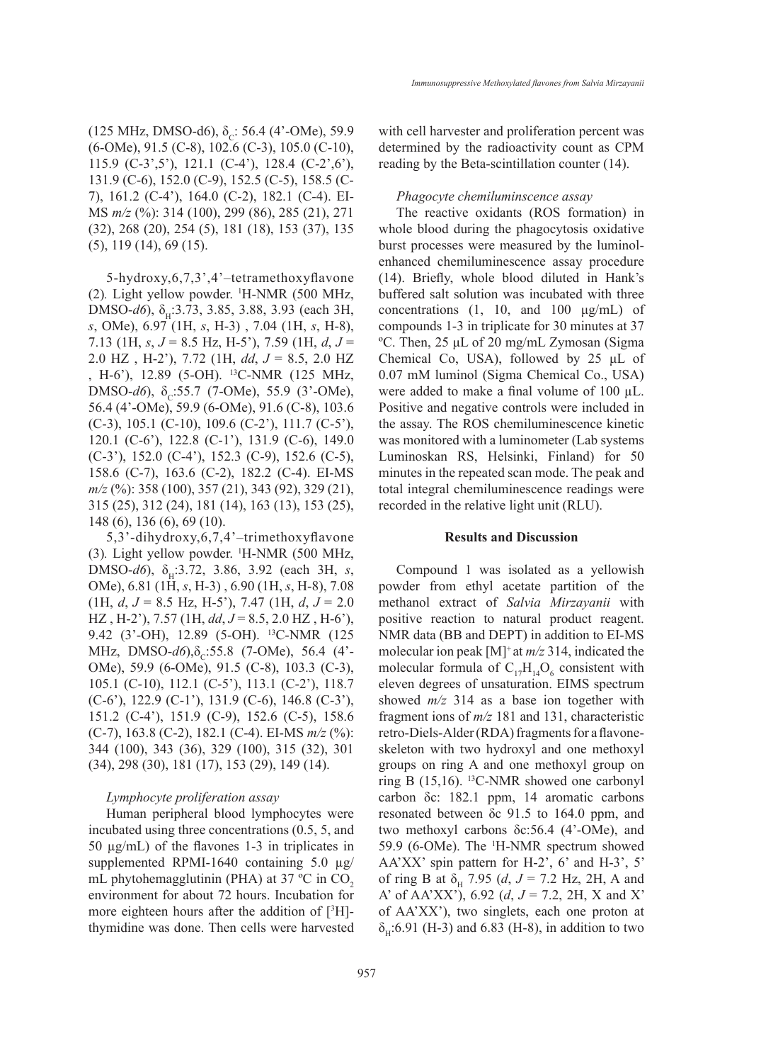(125 MHz, DMSO-d6), $\delta_C$: 56.4 (4'-OMe), 59.9 (6-OMe), 91.5 (C-8), 102.6 (C-3), 105.0 (C-10), 115.9 (C-3',5'), 121.1 (C-4'), 128.4 (C-2',6'), 131.9 (C-6), 152.0 (C-9), 152.5 (C-5), 158.5 (C-7), 161.2 (C-4'), 164.0 (C-2), 182.1 (C-4). EI-MS *m/z* (%): 314 (100), 299 (86), 285 (21), 271 (32), 268 (20), 254 (5), 181 (18), 153 (37), 135 (5), 119 (14), 69 (15).

5-hydroxy,6,7,3',4'–tetramethoxyflavone (2)*.* Light yellow powder. $^1$H-NMR (500 MHz, DMSO-*d6*), $\delta_H$:3.73, 3.85, 3.88, 3.93 (each 3H, *s*, OMe), 6.97 (1H, *s*, H-3) , 7.04 (1H, *s*, H-8), 7.13 (1H, *s*, *J* = 8.5 Hz, H-5'), 7.59 (1H, *d*, *J* = 2.0 HZ , H-2'), 7.72 (1H, *dd*, *J* = 8.5, 2.0 HZ , H-6'), 12.89 (5-OH). $^{13}$C-NMR (125 MHz, DMSO-*d6*), $\delta_C$:55.7 (7-OMe), 55.9 (3'-OMe), 56.4 (4'-OMe), 59.9 (6-OMe), 91.6 (C-8), 103.6 (C-3), 105.1 (C-10), 109.6 (C-2'), 111.7 (C-5'), 120.1 (C-6'), 122.8 (C-1'), 131.9 (C-6), 149.0 (C-3'), 152.0 (C-4'), 152.3 (C-9), 152.6 (C-5), 158.6 (C-7), 163.6 (C-2), 182.2 (C-4). EI-MS *m/z* (%): 358 (100), 357 (21), 343 (92), 329 (21), 315 (25), 312 (24), 181 (14), 163 (13), 153 (25), 148 (6), 136 (6), 69 (10).

5,3'-dihydroxy,6,7,4'–trimethoxyflavone (3)*.* Light yellow powder. $^1$H-NMR (500 MHz, DMSO-*d6*), $\delta_H$:3.72, 3.86, 3.92 (each 3H, *s*, OMe), 6.81 (1H, *s*, H-3) , 6.90 (1H, *s*, H-8), 7.08 (1H, *d*, *J* = 8.5 Hz, H-5'), 7.47 (1H, *d*, *J* = 2.0 HZ , H-2'), 7.57 (1H, *dd*, *J* = 8.5, 2.0 HZ , H-6'), 9.42 (3'-OH), 12.89 (5-OH). $^{13}$C-NMR (125 MHz, DMSO-*d6*),$\delta_C$:55.8 (7-OMe), 56.4 (4'-OMe), 59.9 (6-OMe), 91.5 (C-8), 103.3 (C-3), 105.1 (C-10), 112.1 (C-5'), 113.1 (C-2'), 118.7 (C-6'), 122.9 (C-1'), 131.9 (C-6), 146.8 (C-3'), 151.2 (C-4'), 151.9 (C-9), 152.6 (C-5), 158.6 (C-7), 163.8 (C-2), 182.1 (C-4). EI-MS *m/z* (%): 344 (100), 343 (36), 329 (100), 315 (32), 301 (34), 298 (30), 181 (17), 153 (29), 149 (14).

### *Lymphocyte proliferation assay*

Human peripheral blood lymphocytes were incubated using three concentrations (0.5, 5, and 50 µg/mL) of the flavones 1-3 in triplicates in supplemented RPMI-1640 containing 5.0 µg/mL phytohemagglutinin (PHA) at 37 ºC in $CO_2$ environment for about 72 hours. Incubation for more eighteen hours after the addition of [$^3$H]-thymidine was done. Then cells were harvested with cell harvester and proliferation percent was determined by the radioactivity count as CPM reading by the Beta-scintillation counter (14).

### *Phagocyte chemiluminscence assay*

The reactive oxidants (ROS formation) in whole blood during the phagocytosis oxidative burst processes were measured by the luminol-enhanced chemiluminescence assay procedure (14). Briefly, whole blood diluted in Hank's buffered salt solution was incubated with three concentrations (1, 10, and 100 µg/mL) of compounds 1-3 in triplicate for 30 minutes at 37 ºC. Then, 25 µL of 20 mg/mL Zymosan (Sigma Chemical Co, USA), followed by 25 µL of 0.07 mM luminol (Sigma Chemical Co., USA) were added to make a final volume of 100 µL. Positive and negative controls were included in the assay. The ROS chemiluminescence kinetic was monitored with a luminometer (Lab systems Luminoskan RS, Helsinki, Finland) for 50 minutes in the repeated scan mode. The peak and total integral chemiluminescence readings were recorded in the relative light unit (RLU).

## Results and Discussion

Compound 1 was isolated as a yellowish powder from ethyl acetate partition of the methanol extract of *Salvia Mirzayanii* with positive reaction to natural product reagent. NMR data (BB and DEPT) in addition to EI-MS molecular ion peak [M]$^+$ at *m/z* 314, indicated the molecular formula of $C_{17}H_{14}O_6$ consistent with eleven degrees of unsaturation. EIMS spectrum showed *m/z* 314 as a base ion together with fragment ions of *m/z* 181 and 131, characteristic retro-Diels-Alder (RDA) fragments for a flavone-skeleton with two hydroxyl and one methoxyl groups on ring A and one methoxyl group on ring B (15,16). $^{13}$C-NMR showed one carbonyl carbon δc: 182.1 ppm, 14 aromatic carbons resonated between δc 91.5 to 164.0 ppm, and two methoxyl carbons δc:56.4 (4'-OMe), and 59.9 (6-OMe). The $^1$H-NMR spectrum showed AA'XX' spin pattern for H-2', 6' and H-3', 5' of ring B at $\delta_H$ 7.95 (*d*, *J* = 7.2 Hz, 2H, A and A' of AA'XX'), 6.92 (*d*, *J* = 7.2, 2H, X and X' of AA'XX'), two singlets, each one proton at $\delta_H$:6.91 (H-3) and 6.83 (H-8), in addition to two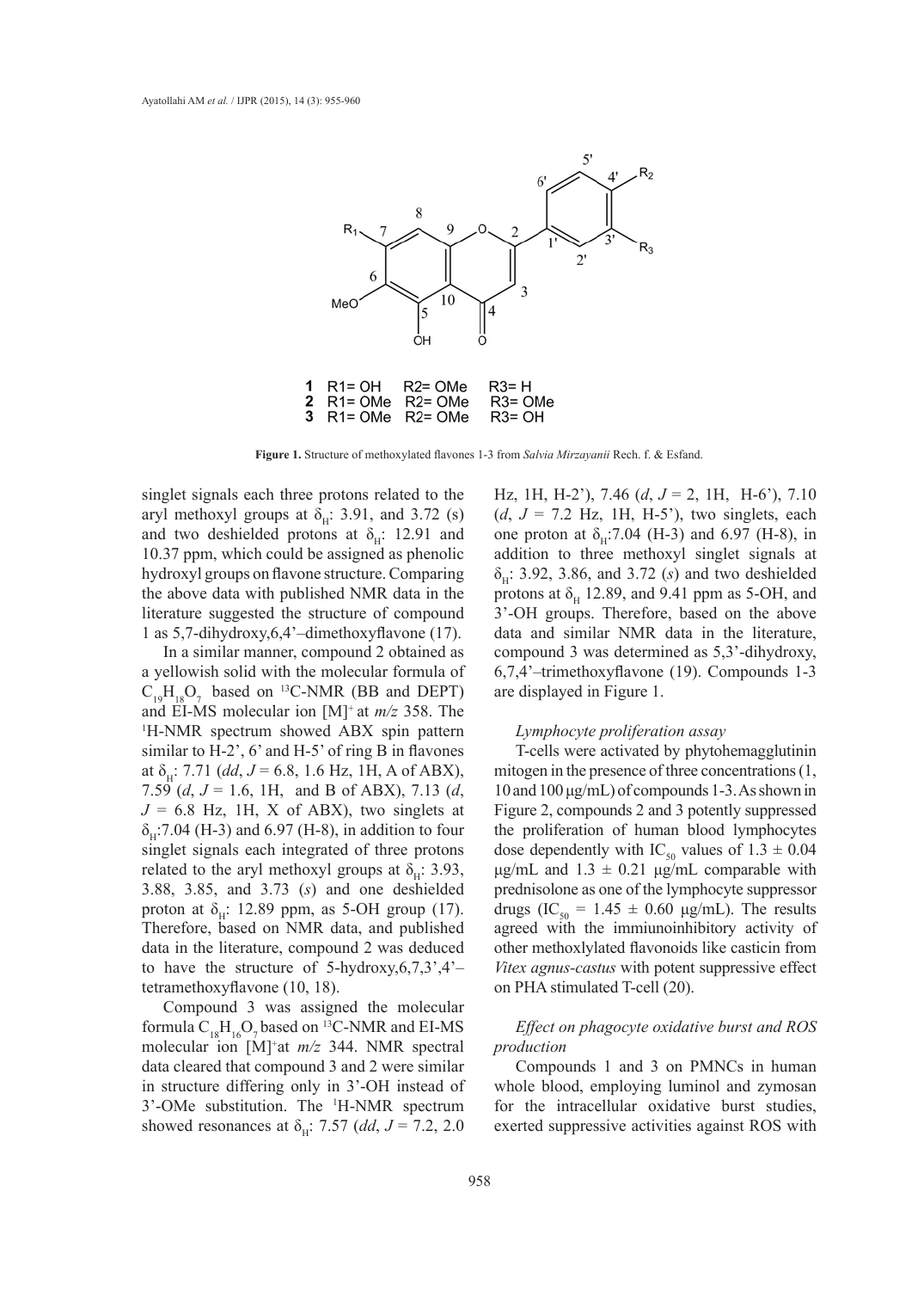**Figure 1.** Structure of methoxylated flavones 1-3 from *Salvia Mirzayanii* Rech. f. & Esfand.

singlet signals each three protons related to the aryl methoxyl groups at $\delta_H$: 3.91, and 3.72 (s) and two deshielded protons at $\delta_H$: 12.91 and 10.37 ppm, which could be assigned as phenolic hydroxyl groups on flavone structure. Comparing the above data with published NMR data in the literature suggested the structure of compound 1 as 5,7-dihydroxy,6,4'–dimethoxyflavone (17).

In a similar manner, compound 2 obtained as a yellowish solid with the molecular formula of $C_{19}H_{18}O_7$ based on $^{13}$C-NMR (BB and DEPT) and EI-MS molecular ion $[M]^+$ at *m/z* 358. The $^1$H-NMR spectrum showed ABX spin pattern similar to H-2', 6' and H-5' of ring B in flavones at $\delta_H$: 7.71 (*dd*, *J* = 6.8, 1.6 Hz, 1H, A of ABX), 7.59 (*d*, *J* = 1.6, 1H, and B of ABX), 7.13 (*d*, *J* = 6.8 Hz, 1H, X of ABX), two singlets at $\delta_H$:7.04 (H-3) and 6.97 (H-8), in addition to four singlet signals each integrated of three protons related to the aryl methoxyl groups at $\delta_H$: 3.93, 3.88, 3.85, and 3.73 (*s*) and one deshielded proton at $\delta_H$: 12.89 ppm, as 5-OH group (17). Therefore, based on NMR data, and published data in the literature, compound 2 was deduced to have the structure of 5-hydroxy,6,7,3',4'–tetramethoxyflavone (10, 18).

Compound 3 was assigned the molecular formula $C_{18}H_{16}O_7$ based on $^{13}$C-NMR and EI-MS molecular ion $[M]^+$at *m/z* 344. NMR spectral data cleared that compound 3 and 2 were similar in structure differing only in 3'-OH instead of 3'-OMe substitution. The $^1$H-NMR spectrum showed resonances at $\delta_H$: 7.57 (*dd*, *J* = 7.2, 2.0 Hz, 1H, H-2'), 7.46 (*d*, *J* = 2, 1H, H-6'), 7.10 (*d*, *J* = 7.2 Hz, 1H, H-5'), two singlets, each one proton at $\delta_H$:7.04 (H-3) and 6.97 (H-8), in addition to three methoxyl singlet signals at $\delta_H$: 3.92, 3.86, and 3.72 (*s*) and two deshielded protons at $\delta_H$ 12.89, and 9.41 ppm as 5-OH, and 3'-OH groups. Therefore, based on the above data and similar NMR data in the literature, compound 3 was determined as 5,3'-dihydroxy, 6,7,4'–trimethoxyflavone (19). Compounds 1-3 are displayed in Figure 1.

### *Lymphocyte proliferation assay*

T-cells were activated by phytohemagglutinin mitogen in the presence of three concentrations (1, 10 and 100 μg/mL) of compounds 1-3. As shown in Figure 2, compounds 2 and 3 potently suppressed the proliferation of human blood lymphocytes dose dependently with $IC_{50}$ values of 1.3 ± 0.04 μg/mL and 1.3 ± 0.21 μg/mL comparable with prednisolone as one of the lymphocyte suppressor drugs ($IC_{50}$ = 1.45 ± 0.60 μg/mL). The results agreed with the immiunoinhibitory activity of other methoxlylated flavonoids like casticin from *Vitex agnus-castus* with potent suppressive effect on PHA stimulated T-cell (20).

### *Effect on phagocyte oxidative burst and ROS production*

Compounds 1 and 3 on PMNCs in human whole blood, employing luminol and zymosan for the intracellular oxidative burst studies, exerted suppressive activities against ROS with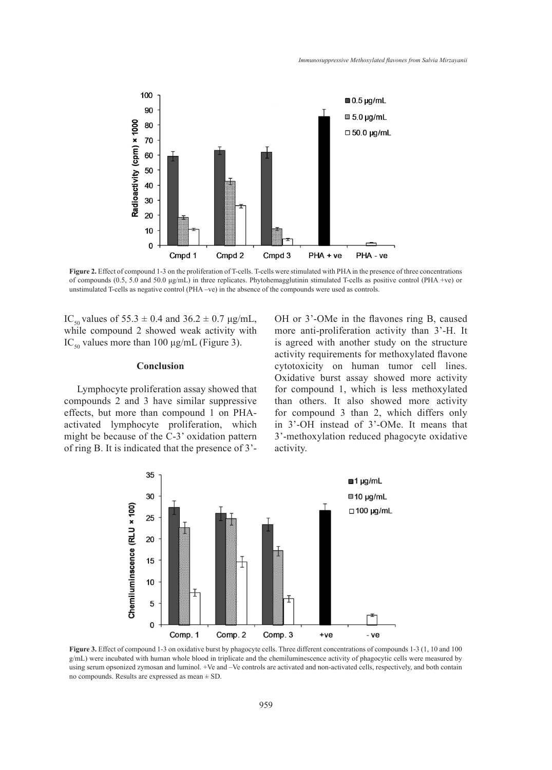Figure 2. Effect of compound 1-3 on the proliferation of T-cells. T-cells were stimulated with PHA in the presence of three concentrations of compounds (0.5, 5.0 and 50.0 µg/mL) in three replicates. Phytohemagglutinin stimulated T-cells as positive control (PHA +ve) or unstimulated T-cells as negative control (PHA –ve) in the absence of the compounds were used as controls.

$IC_{50}$ values of 55.3 ± 0.4 and 36.2 ± 0.7 µg/mL, while compound 2 showed weak activity with $IC_{50}$ values more than 100 µg/mL (Figure 3).

## Conclusion

Lymphocyte proliferation assay showed that compounds 2 and 3 have similar suppressive effects, but more than compound 1 on PHA-activated lymphocyte proliferation, which might be because of the C-3' oxidation pattern of ring B. It is indicated that the presence of 3'-OH or 3'-OMe in the flavones ring B, caused more anti-proliferation activity than 3'-H. It is agreed with another study on the structure activity requirements for methoxylated flavone cytotoxicity on human tumor cell lines. Oxidative burst assay showed more activity for compound 1, which is less methoxylated than others. It also showed more activity for compound 3 than 2, which differs only in 3'-OH instead of 3'-OMe. It means that 3'-methoxylation reduced phagocyte oxidative activity.

Figure 3. Effect of compound 1-3 on oxidative burst by phagocyte cells. Three different concentrations of compounds 1-3 (1, 10 and 100 g/mL) were incubated with human whole blood in triplicate and the chemiluminescence activity of phagocytic cells were measured by using serum opsonized zymosan and luminol. +Ve and –Ve controls are activated and non-activated cells, respectively, and both contain no compounds. Results are expressed as mean ± SD.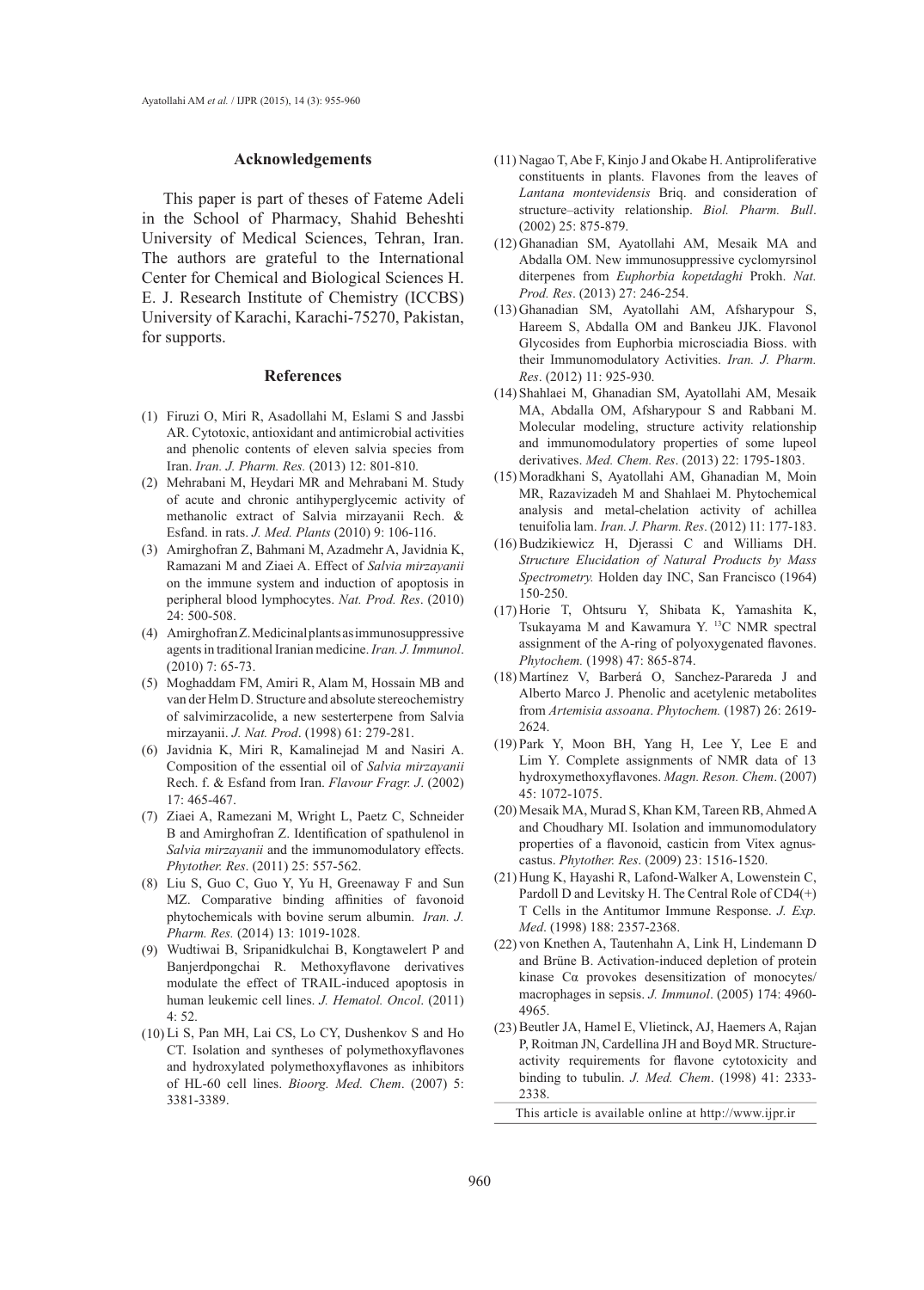## Acknowledgements

This paper is part of theses of Fateme Adeli in the School of Pharmacy, Shahid Beheshti University of Medical Sciences, Tehran, Iran. The authors are grateful to the International Center for Chemical and Biological Sciences H. E. J. Research Institute of Chemistry (ICCBS) University of Karachi, Karachi-75270, Pakistan, for supports.

## References

(1) Firuzi O, Miri R, Asadollahi M, Eslami S and Jassbi AR. Cytotoxic, antioxidant and antimicrobial activities and phenolic contents of eleven salvia species from Iran. *Iran. J. Pharm. Res.* (2013) 12: 801-810.

(2) Mehrabani M, Heydari MR and Mehrabani M. Study of acute and chronic antihyperglycemic activity of methanolic extract of Salvia mirzayanii Rech. & Esfand. in rats. *J. Med. Plants* (2010) 9: 106-116.

(3) Amirghofran Z, Bahmani M, Azadmehr A, Javidnia K, Ramazani M and Ziaei A. Effect of *Salvia mirzayanii* on the immune system and induction of apoptosis in peripheral blood lymphocytes. *Nat. Prod. Res*. (2010) 24: 500-508.

(4) Amirghofran Z. Medicinal plants as immunosuppressive agents in traditional Iranian medicine. *Iran. J. Immunol*. (2010) 7: 65-73.

(5) Moghaddam FM, Amiri R, Alam M, Hossain MB and van der Helm D. Structure and absolute stereochemistry of salvimirzacolide, a new sesterterpene from Salvia mirzayanii. *J. Nat. Prod*. (1998) 61: 279-281.

(6) Javidnia K, Miri R, Kamalinejad M and Nasiri A. Composition of the essential oil of *Salvia mirzayanii* Rech. f. & Esfand from Iran. *Flavour Fragr. J*. (2002) 17: 465-467.

(7) Ziaei A, Ramezani M, Wright L, Paetz C, Schneider B and Amirghofran Z. Identification of spathulenol in *Salvia mirzayanii* and the immunomodulatory effects. *Phytother. Res*. (2011) 25: 557-562.

(8) Liu S, Guo C, Guo Y, Yu H, Greenaway F and Sun MZ. Comparative binding affinities of favonoid phytochemicals with bovine serum albumin. *Iran. J. Pharm. Res.* (2014) 13: 1019-1028.

(9) Wudtiwai B, Sripanidkulchai B, Kongtawelert P and Banjerdpongchai R. Methoxyflavone derivatives modulate the effect of TRAIL-induced apoptosis in human leukemic cell lines. *J. Hematol. Oncol*. (2011) 4: 52.

(10) Li S, Pan MH, Lai CS, Lo CY, Dushenkov S and Ho CT. Isolation and syntheses of polymethoxyflavones and hydroxylated polymethoxyflavones as inhibitors of HL-60 cell lines. *Bioorg. Med. Chem*. (2007) 5: 3381-3389.

(11) Nagao T, Abe F, Kinjo J and Okabe H. Antiproliferative constituents in plants. Flavones from the leaves of *Lantana montevidensis* Briq. and consideration of structure–activity relationship. *Biol. Pharm. Bull*. (2002) 25: 875-879.

(12) Ghanadian SM, Ayatollahi AM, Mesaik MA and Abdalla OM. New immunosuppressive cyclomyrsinol diterpenes from *Euphorbia kopetdaghi* Prokh. *Nat. Prod. Res*. (2013) 27: 246-254.

(13) Ghanadian SM, Ayatollahi AM, Afsharypour S, Hareem S, Abdalla OM and Bankeu JJK. Flavonol Glycosides from Euphorbia microsciadia Bioss. with their Immunomodulatory Activities. *Iran. J. Pharm. Res*. (2012) 11: 925-930.

(14) Shahlaei M, Ghanadian SM, Ayatollahi AM, Mesaik MA, Abdalla OM, Afsharypour S and Rabbani M. Molecular modeling, structure activity relationship and immunomodulatory properties of some lupeol derivatives. *Med. Chem. Res*. (2013) 22: 1795-1803.

(15) Moradkhani S, Ayatollahi AM, Ghanadian M, Moin MR, Razavizadeh M and Shahlaei M. Phytochemical analysis and metal-chelation activity of achillea tenuifolia lam. *Iran. J. Pharm. Res*. (2012) 11: 177-183.

(16) Budzikiewicz H, Djerassi C and Williams DH. *Structure Elucidation of Natural Products by Mass Spectrometry.* Holden day INC, San Francisco (1964) 150-250.

(17) Horie T, Ohtsuru Y, Shibata K, Yamashita K, Tsukayama M and Kawamura Y. $^{13}$C NMR spectral assignment of the A-ring of polyoxygenated flavones. *Phytochem.* (1998) 47: 865-874.

(18) Martínez V, Barberá O, Sanchez-Parareda J and Alberto Marco J. Phenolic and acetylenic metabolites from *Artemisia assoana*. *Phytochem.* (1987) 26: 2619-2624.

(19) Park Y, Moon BH, Yang H, Lee Y, Lee E and Lim Y. Complete assignments of NMR data of 13 hydroxymethoxyflavones. *Magn. Reson. Chem*. (2007) 45: 1072-1075.

(20) Mesaik MA, Murad S, Khan KM, Tareen RB, Ahmed A and Choudhary MI. Isolation and immunomodulatory properties of a flavonoid, casticin from Vitex agnus-castus. *Phytother. Res*. (2009) 23: 1516-1520.

(21) Hung K, Hayashi R, Lafond-Walker A, Lowenstein C, Pardoll D and Levitsky H. The Central Role of CD4(+) T Cells in the Antitumor Immune Response. *J. Exp. Med*. (1998) 188: 2357-2368.

(22) von Knethen A, Tautenhahn A, Link H, Lindemann D and Brüne B. Activation-induced depletion of protein kinase Cα provokes desensitization of monocytes/macrophages in sepsis. *J. Immunol*. (2005) 174: 4960-4965.

(23) Beutler JA, Hamel E, Vlietinck, AJ, Haemers A, Rajan P, Roitman JN, Cardellina JH and Boyd MR. Structure-activity requirements for flavone cytotoxicity and binding to tubulin. *J. Med. Chem*. (1998) 41: 2333-2338.

This article is available online at http://www.ijpr.ir